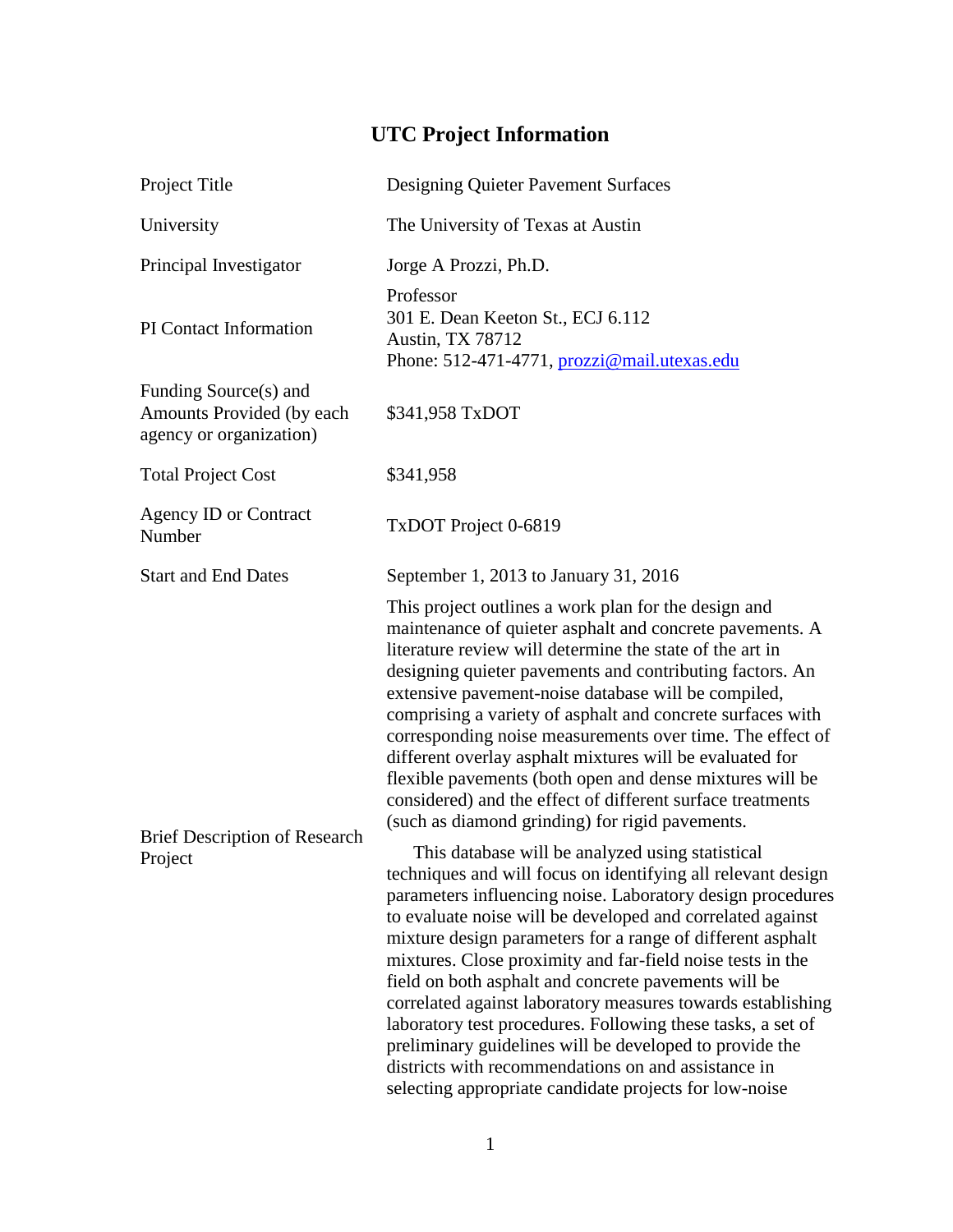# UTC Project Information

| | |
|---|---|
| Project Title | Designing Quieter Pavement Surfaces |
| University | The University of Texas at Austin |
| Principal Investigator | Jorge A Prozzi, Ph.D. |
| PI Contact Information | Professor<br>301 E. Dean Keeton St., ECJ 6.112<br>Austin, TX 78712<br>Phone: 512-471-4771, prozzi@mail.utexas.edu |
| Funding Source(s) and Amounts Provided (by each agency or organization) | $341,958 TxDOT |
| Total Project Cost | $341,958 |
| Agency ID or Contract Number | TxDOT Project 0-6819 |
| Start and End Dates | September 1, 2013 to January 31, 2016 |
| Brief Description of Research Project | This project outlines a work plan for the design and maintenance of quieter asphalt and concrete pavements. A literature review will determine the state of the art in designing quieter pavements and contributing factors. An extensive pavement-noise database will be compiled, comprising a variety of asphalt and concrete surfaces with corresponding noise measurements over time. The effect of different overlay asphalt mixtures will be evaluated for flexible pavements (both open and dense mixtures will be considered) and the effect of different surface treatments (such as diamond grinding) for rigid pavements.<br><br>This database will be analyzed using statistical techniques and will focus on identifying all relevant design parameters influencing noise. Laboratory design procedures to evaluate noise will be developed and correlated against mixture design parameters for a range of different asphalt mixtures. Close proximity and far-field noise tests in the field on both asphalt and concrete pavements will be correlated against laboratory measures towards establishing laboratory test procedures. Following these tasks, a set of preliminary guidelines will be developed to provide the districts with recommendations on and assistance in selecting appropriate candidate projects for low-noise |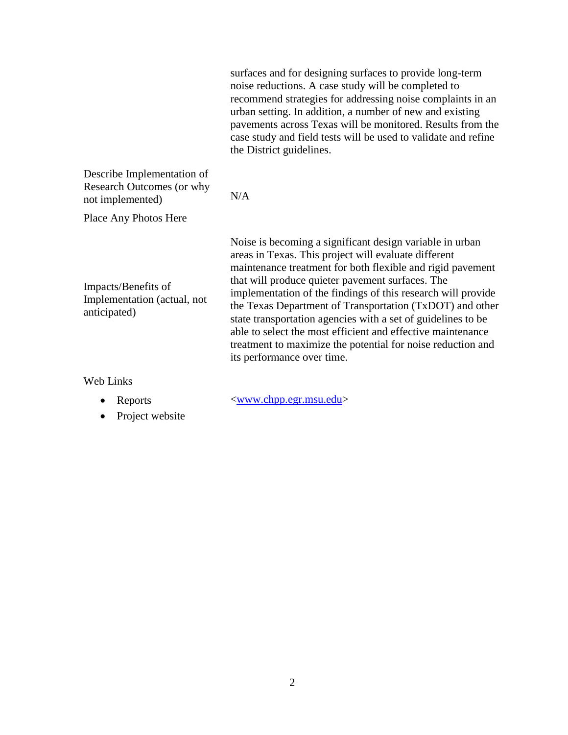| | |
|---|---|
| | surfaces and for designing surfaces to provide long-term noise reductions. A case study will be completed to recommend strategies for addressing noise complaints in an urban setting. In addition, a number of new and existing pavements across Texas will be monitored. Results from the case study and field tests will be used to validate and refine the District guidelines. |
| Describe Implementation of Research Outcomes (or why not implemented) | N/A |
| Place Any Photos Here | |
| Impacts/Benefits of Implementation (actual, not anticipated) | Noise is becoming a significant design variable in urban areas in Texas. This project will evaluate different maintenance treatment for both flexible and rigid pavement that will produce quieter pavement surfaces. The implementation of the findings of this research will provide the Texas Department of Transportation (TxDOT) and other state transportation agencies with a set of guidelines to be able to select the most efficient and effective maintenance treatment to maximize the potential for noise reduction and its performance over time. |
| Web Links<br>• Reports<br>• Project website | <www.chpp.egr.msu.edu> |